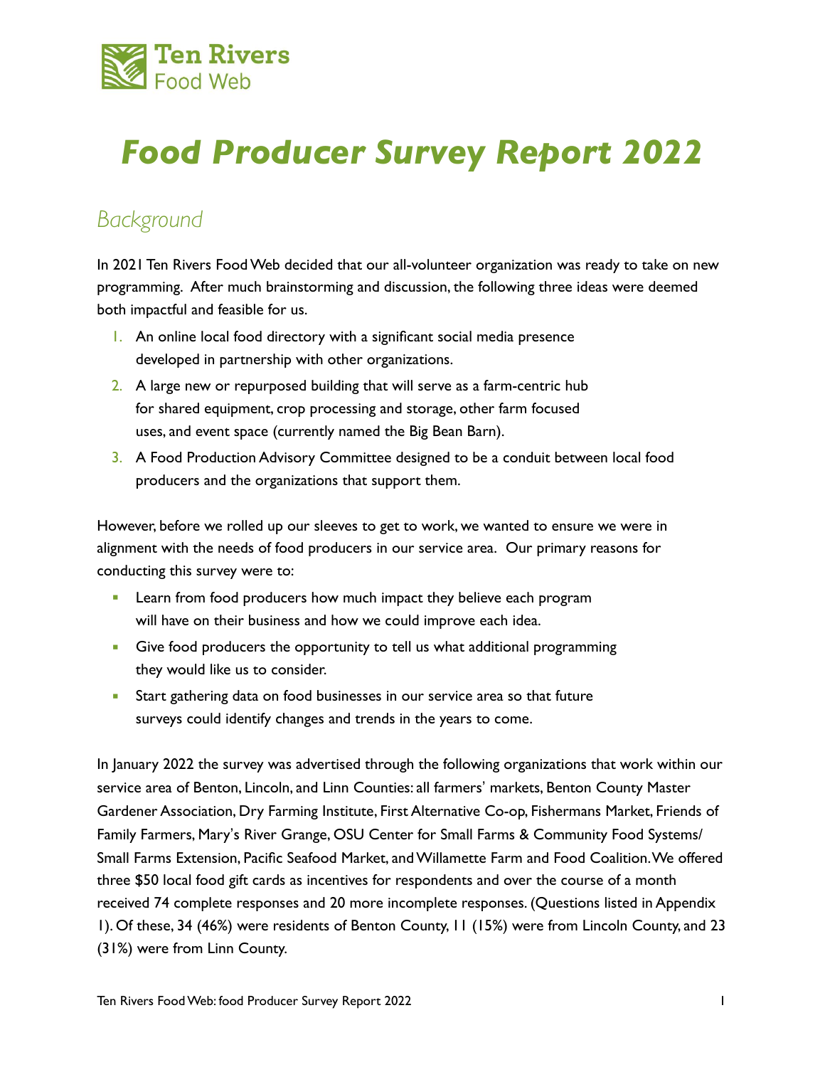Ten Rivers Food Web

# Food Producer Survey Report 2022

## Background

In 2021 Ten Rivers Food Web decided that our all-volunteer organization was ready to take on new programming. After much brainstorming and discussion, the following three ideas were deemed both impactful and feasible for us.

1. An online local food directory with a significant social media presence developed in partnership with other organizations.
2. A large new or repurposed building that will serve as a farm-centric hub for shared equipment, crop processing and storage, other farm focused uses, and event space (currently named the Big Bean Barn).
3. A Food Production Advisory Committee designed to be a conduit between local food producers and the organizations that support them.

However, before we rolled up our sleeves to get to work, we wanted to ensure we were in alignment with the needs of food producers in our service area. Our primary reasons for conducting this survey were to:

- Learn from food producers how much impact they believe each program will have on their business and how we could improve each idea.
- Give food producers the opportunity to tell us what additional programming they would like us to consider.
- Start gathering data on food businesses in our service area so that future surveys could identify changes and trends in the years to come.

In January 2022 the survey was advertised through the following organizations that work within our service area of Benton, Lincoln, and Linn Counties: all farmers' markets, Benton County Master Gardener Association, Dry Farming Institute, First Alternative Co-op, Fishermans Market, Friends of Family Farmers, Mary's River Grange, OSU Center for Small Farms & Community Food Systems/ Small Farms Extension, Pacific Seafood Market, and Willamette Farm and Food Coalition. We offered three $50 local food gift cards as incentives for respondents and over the course of a month received 74 complete responses and 20 more incomplete responses. (Questions listed in Appendix 1). Of these, 34 (46%) were residents of Benton County, 11 (15%) were from Lincoln County, and 23 (31%) were from Linn County.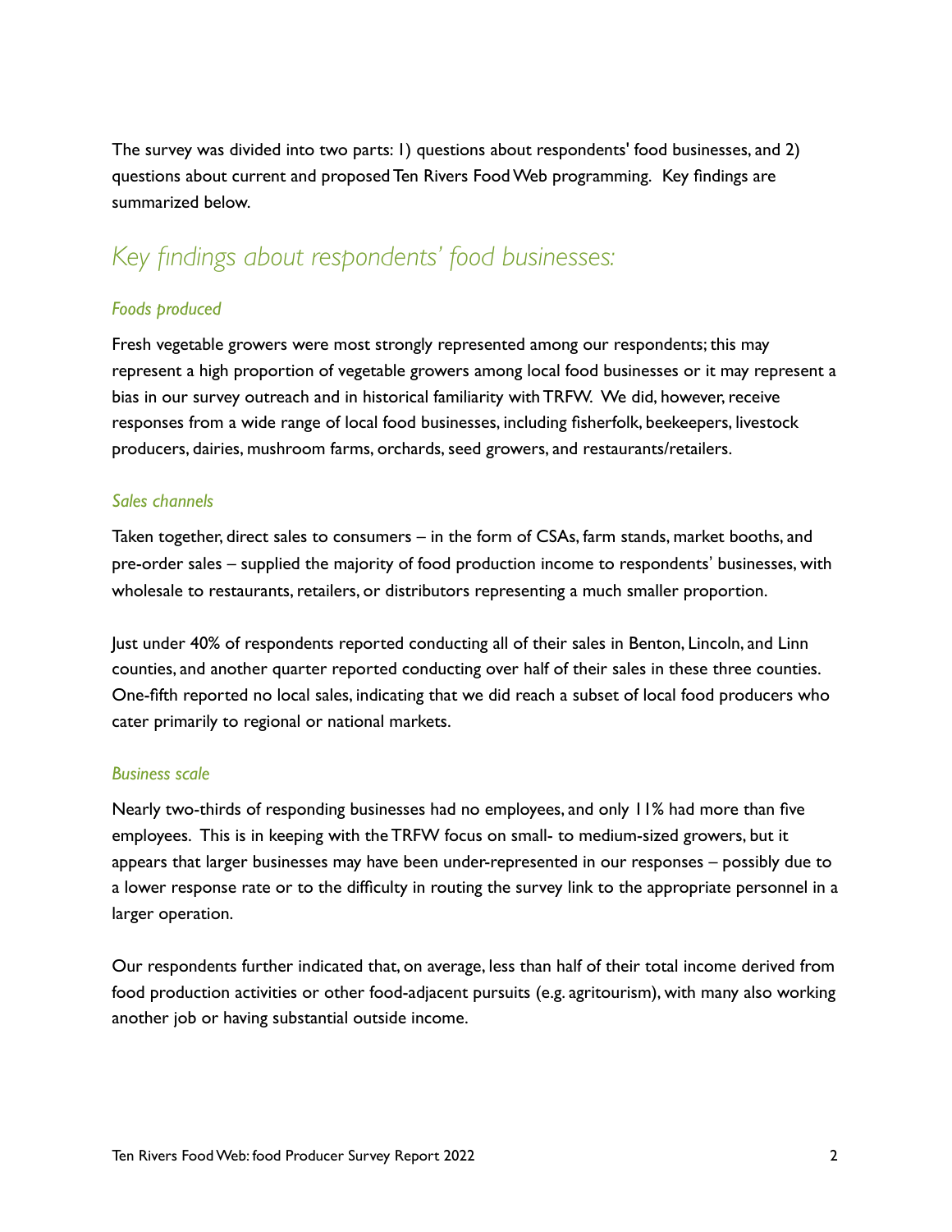The survey was divided into two parts: 1) questions about respondents' food businesses, and 2) questions about current and proposed Ten Rivers Food Web programming. Key findings are summarized below.

## *Key findings about respondents' food businesses:*

### *Foods produced*

Fresh vegetable growers were most strongly represented among our respondents; this may represent a high proportion of vegetable growers among local food businesses or it may represent a bias in our survey outreach and in historical familiarity with TRFW. We did, however, receive responses from a wide range of local food businesses, including fisherfolk, beekeepers, livestock producers, dairies, mushroom farms, orchards, seed growers, and restaurants/retailers.

### *Sales channels*

Taken together, direct sales to consumers – in the form of CSAs, farm stands, market booths, and pre-order sales – supplied the majority of food production income to respondents' businesses, with wholesale to restaurants, retailers, or distributors representing a much smaller proportion.

Just under 40% of respondents reported conducting all of their sales in Benton, Lincoln, and Linn counties, and another quarter reported conducting over half of their sales in these three counties. One-fifth reported no local sales, indicating that we did reach a subset of local food producers who cater primarily to regional or national markets.

### *Business scale*

Nearly two-thirds of responding businesses had no employees, and only 11% had more than five employees. This is in keeping with the TRFW focus on small- to medium-sized growers, but it appears that larger businesses may have been under-represented in our responses – possibly due to a lower response rate or to the difficulty in routing the survey link to the appropriate personnel in a larger operation.

Our respondents further indicated that, on average, less than half of their total income derived from food production activities or other food-adjacent pursuits (e.g. agritourism), with many also working another job or having substantial outside income.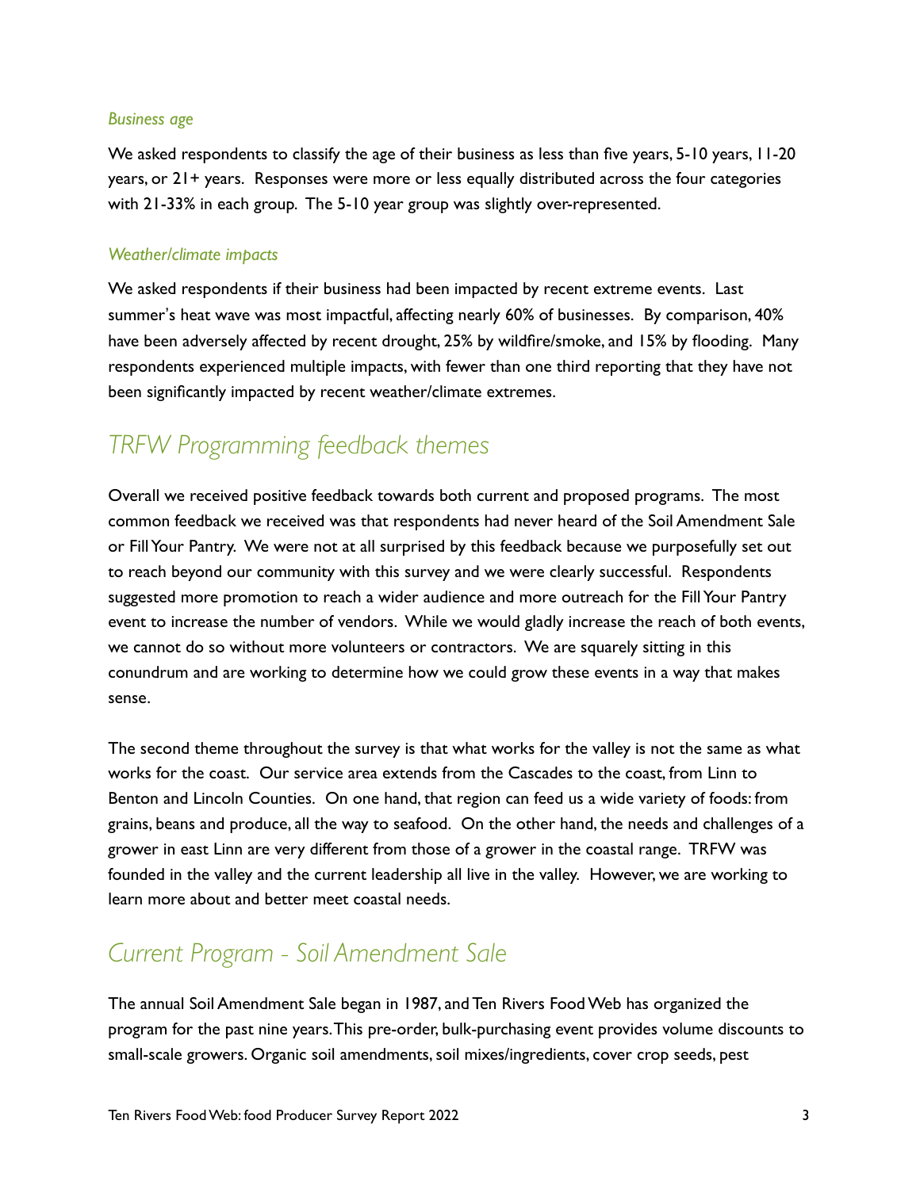### *Business age*

We asked respondents to classify the age of their business as less than five years, 5-10 years, 11-20 years, or 21+ years. Responses were more or less equally distributed across the four categories with 21-33% in each group. The 5-10 year group was slightly over-represented.

### *Weather/climate impacts*

We asked respondents if their business had been impacted by recent extreme events. Last summer's heat wave was most impactful, affecting nearly 60% of businesses. By comparison, 40% have been adversely affected by recent drought, 25% by wildfire/smoke, and 15% by flooding. Many respondents experienced multiple impacts, with fewer than one third reporting that they have not been significantly impacted by recent weather/climate extremes.

## *TRFW Programming feedback themes*

Overall we received positive feedback towards both current and proposed programs. The most common feedback we received was that respondents had never heard of the Soil Amendment Sale or Fill Your Pantry. We were not at all surprised by this feedback because we purposefully set out to reach beyond our community with this survey and we were clearly successful. Respondents suggested more promotion to reach a wider audience and more outreach for the Fill Your Pantry event to increase the number of vendors. While we would gladly increase the reach of both events, we cannot do so without more volunteers or contractors. We are squarely sitting in this conundrum and are working to determine how we could grow these events in a way that makes sense.

The second theme throughout the survey is that what works for the valley is not the same as what works for the coast. Our service area extends from the Cascades to the coast, from Linn to Benton and Lincoln Counties. On one hand, that region can feed us a wide variety of foods: from grains, beans and produce, all the way to seafood. On the other hand, the needs and challenges of a grower in east Linn are very different from those of a grower in the coastal range. TRFW was founded in the valley and the current leadership all live in the valley. However, we are working to learn more about and better meet coastal needs.

## *Current Program - Soil Amendment Sale*

The annual Soil Amendment Sale began in 1987, and Ten Rivers Food Web has organized the program for the past nine years. This pre-order, bulk-purchasing event provides volume discounts to small-scale growers. Organic soil amendments, soil mixes/ingredients, cover crop seeds, pest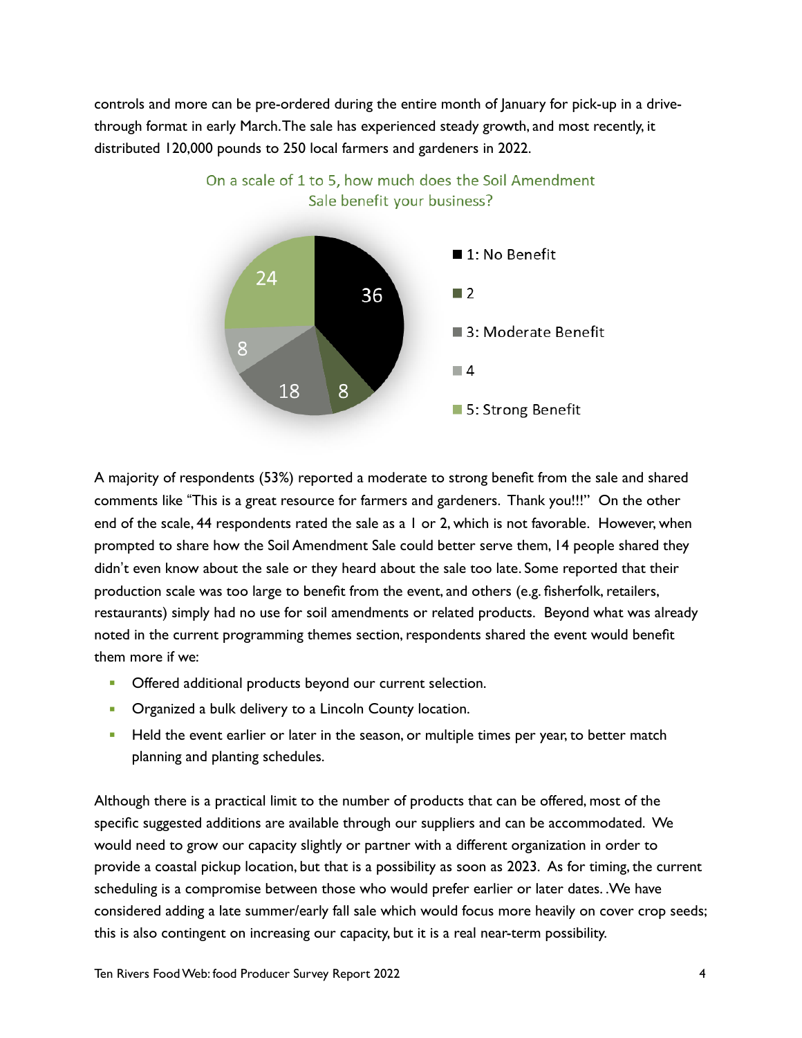controls and more can be pre-ordered during the entire month of January for pick-up in a drive-through format in early March. The sale has experienced steady growth, and most recently, it distributed 120,000 pounds to 250 local farmers and gardeners in 2022.

On a scale of 1 to 5, how much does the Soil Amendment Sale benefit your business?

| Rating | Responses |
| --- | --- |
| 1: No Benefit | 36 |
| 2 | 8 |
| 3: Moderate Benefit | 18 |
| 4 | 8 |
| 5: Strong Benefit | 24 |

A majority of respondents (53%) reported a moderate to strong benefit from the sale and shared comments like "This is a great resource for farmers and gardeners. Thank you!!!" On the other end of the scale, 44 respondents rated the sale as a 1 or 2, which is not favorable. However, when prompted to share how the Soil Amendment Sale could better serve them, 14 people shared they didn't even know about the sale or they heard about the sale too late. Some reported that their production scale was too large to benefit from the event, and others (e.g. fisherfolk, retailers, restaurants) simply had no use for soil amendments or related products. Beyond what was already noted in the current programming themes section, respondents shared the event would benefit them more if we:

- Offered additional products beyond our current selection.
- Organized a bulk delivery to a Lincoln County location.
- Held the event earlier or later in the season, or multiple times per year, to better match planning and planting schedules.

Although there is a practical limit to the number of products that can be offered, most of the specific suggested additions are available through our suppliers and can be accommodated. We would need to grow our capacity slightly or partner with a different organization in order to provide a coastal pickup location, but that is a possibility as soon as 2023. As for timing, the current scheduling is a compromise between those who would prefer earlier or later dates. .We have considered adding a late summer/early fall sale which would focus more heavily on cover crop seeds; this is also contingent on increasing our capacity, but it is a real near-term possibility.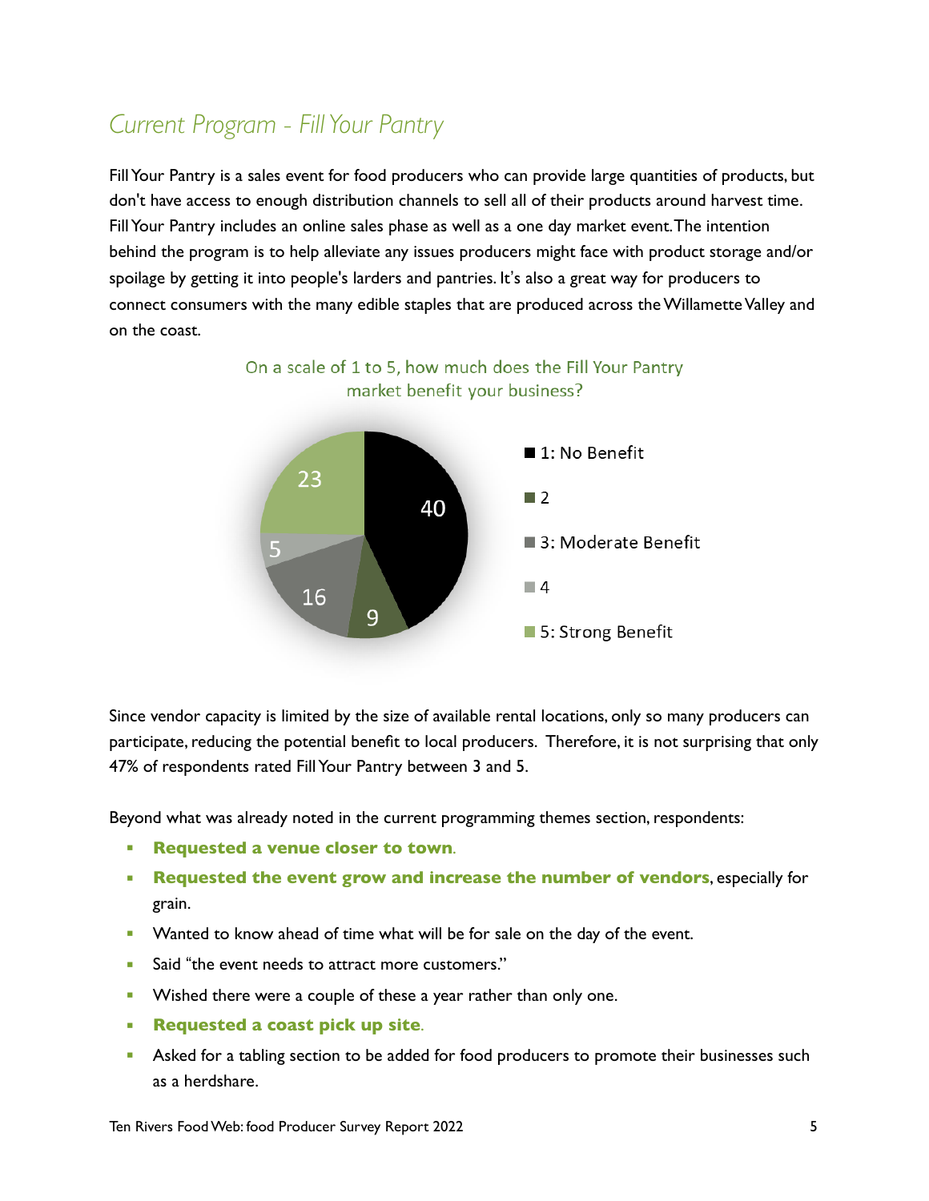## *Current Program - Fill Your Pantry*

Fill Your Pantry is a sales event for food producers who can provide large quantities of products, but don't have access to enough distribution channels to sell all of their products around harvest time. Fill Your Pantry includes an online sales phase as well as a one day market event. The intention behind the program is to help alleviate any issues producers might face with product storage and/or spoilage by getting it into people's larders and pantries. It's also a great way for producers to connect consumers with the many edible staples that are produced across the Willamette Valley and on the coast.

On a scale of 1 to 5, how much does the Fill Your Pantry market benefit your business?

| Rating | Count |
|---|---|
| 1: No Benefit | 40 |
| 2 | 9 |
| 3: Moderate Benefit | 16 |
| 4 | 5 |
| 5: Strong Benefit | 23 |

Since vendor capacity is limited by the size of available rental locations, only so many producers can participate, reducing the potential benefit to local producers. Therefore, it is not surprising that only 47% of respondents rated Fill Your Pantry between 3 and 5.

Beyond what was already noted in the current programming themes section, respondents:

- **Requested a venue closer to town**.
- **Requested the event grow and increase the number of vendors**, especially for grain.
- Wanted to know ahead of time what will be for sale on the day of the event.
- Said "the event needs to attract more customers."
- Wished there were a couple of these a year rather than only one.
- **Requested a coast pick up site**.
- Asked for a tabling section to be added for food producers to promote their businesses such as a herdshare.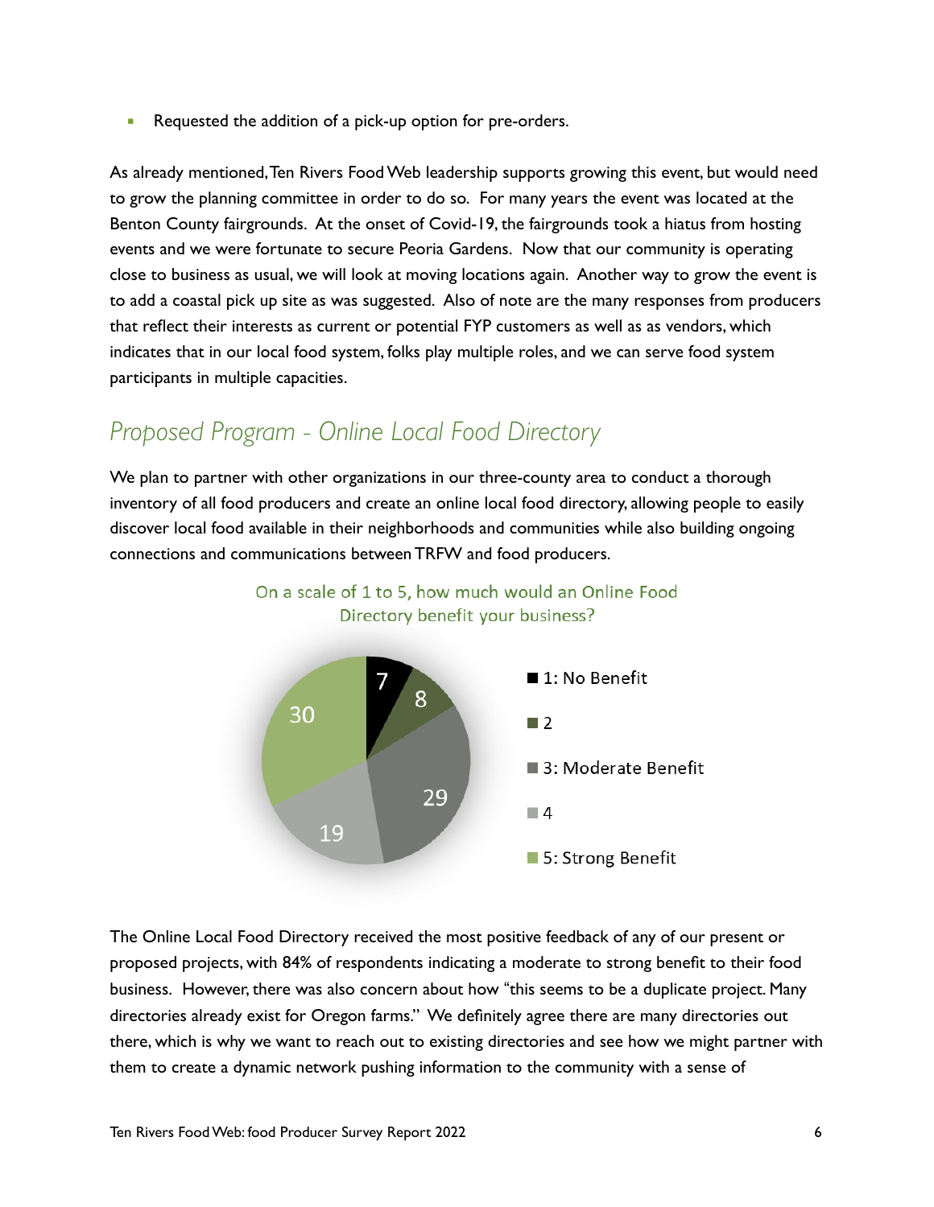- Requested the addition of a pick-up option for pre-orders.

As already mentioned, Ten Rivers Food Web leadership supports growing this event, but would need to grow the planning committee in order to do so. For many years the event was located at the Benton County fairgrounds. At the onset of Covid-19, the fairgrounds took a hiatus from hosting events and we were fortunate to secure Peoria Gardens. Now that our community is operating close to business as usual, we will look at moving locations again. Another way to grow the event is to add a coastal pick up site as was suggested. Also of note are the many responses from producers that reflect their interests as current or potential FYP customers as well as as vendors, which indicates that in our local food system, folks play multiple roles, and we can serve food system participants in multiple capacities.

## Proposed Program - Online Local Food Directory

We plan to partner with other organizations in our three-county area to conduct a thorough inventory of all food producers and create an online local food directory, allowing people to easily discover local food available in their neighborhoods and communities while also building ongoing connections and communications between TRFW and food producers.

On a scale of 1 to 5, how much would an Online Food Directory benefit your business?

| Response | Count |
|---|---|
| 1: No Benefit | 7 |
| 2 | 8 |
| 3: Moderate Benefit | 29 |
| 4 | 19 |
| 5: Strong Benefit | 30 |

The Online Local Food Directory received the most positive feedback of any of our present or proposed projects, with 84% of respondents indicating a moderate to strong benefit to their food business. However, there was also concern about how "this seems to be a duplicate project. Many directories already exist for Oregon farms." We definitely agree there are many directories out there, which is why we want to reach out to existing directories and see how we might partner with them to create a dynamic network pushing information to the community with a sense of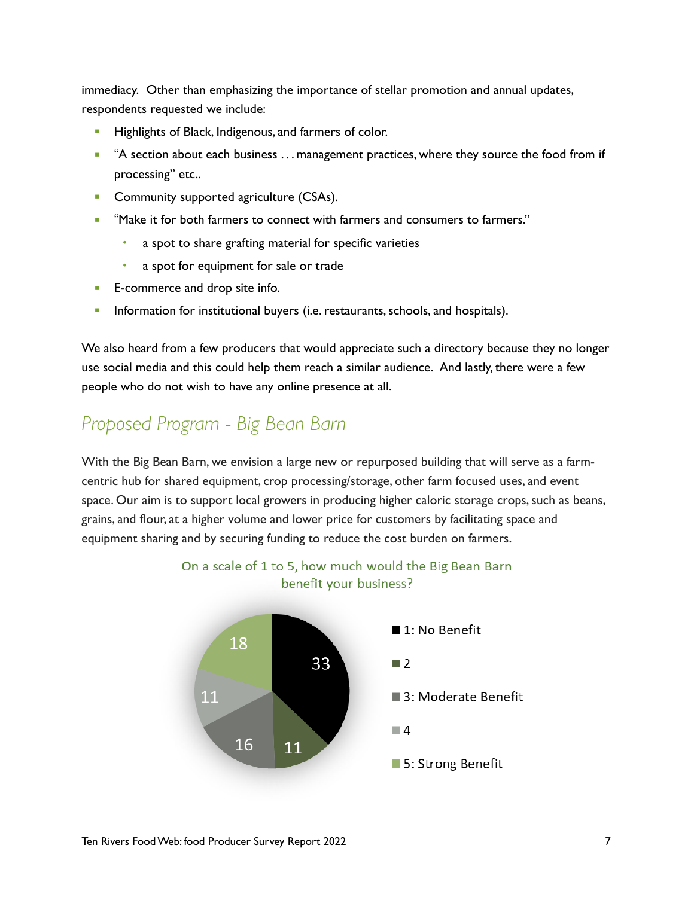immediacy. Other than emphasizing the importance of stellar promotion and annual updates, respondents requested we include:

- Highlights of Black, Indigenous, and farmers of color.
- "A section about each business . . . management practices, where they source the food from if processing" etc..
- Community supported agriculture (CSAs).
- "Make it for both farmers to connect with farmers and consumers to farmers."
  - a spot to share grafting material for specific varieties
  - a spot for equipment for sale or trade
- E-commerce and drop site info.
- Information for institutional buyers (i.e. restaurants, schools, and hospitals).

We also heard from a few producers that would appreciate such a directory because they no longer use social media and this could help them reach a similar audience. And lastly, there were a few people who do not wish to have any online presence at all.

## *Proposed Program - Big Bean Barn*

With the Big Bean Barn, we envision a large new or repurposed building that will serve as a farm-centric hub for shared equipment, crop processing/storage, other farm focused uses, and event space. Our aim is to support local growers in producing higher caloric storage crops, such as beans, grains, and flour, at a higher volume and lower price for customers by facilitating space and equipment sharing and by securing funding to reduce the cost burden on farmers.

On a scale of 1 to 5, how much would the Big Bean Barn benefit your business?

| Response | Count |
|---|---|
| 1: No Benefit | 33 |
| 2 | 11 |
| 3: Moderate Benefit | 16 |
| 4 | 11 |
| 5: Strong Benefit | 18 |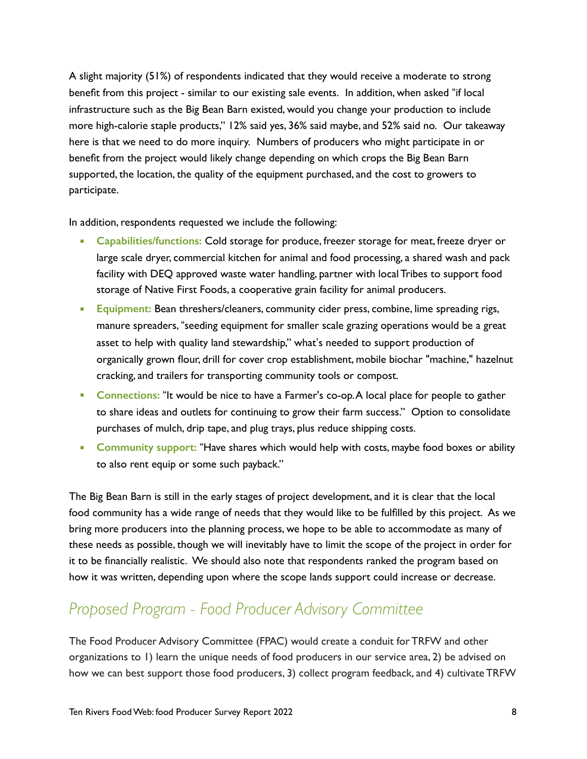A slight majority (51%) of respondents indicated that they would receive a moderate to strong benefit from this project - similar to our existing sale events. In addition, when asked "if local infrastructure such as the Big Bean Barn existed, would you change your production to include more high-calorie staple products," 12% said yes, 36% said maybe, and 52% said no. Our takeaway here is that we need to do more inquiry. Numbers of producers who might participate in or benefit from the project would likely change depending on which crops the Big Bean Barn supported, the location, the quality of the equipment purchased, and the cost to growers to participate.

In addition, respondents requested we include the following:

- **Capabilities/functions:** Cold storage for produce, freezer storage for meat, freeze dryer or large scale dryer, commercial kitchen for animal and food processing, a shared wash and pack facility with DEQ approved waste water handling, partner with local Tribes to support food storage of Native First Foods, a cooperative grain facility for animal producers.
- **Equipment:** Bean threshers/cleaners, community cider press, combine, lime spreading rigs, manure spreaders, "seeding equipment for smaller scale grazing operations would be a great asset to help with quality land stewardship," what's needed to support production of organically grown flour, drill for cover crop establishment, mobile biochar "machine," hazelnut cracking, and trailers for transporting community tools or compost.
- **Connections:** "It would be nice to have a Farmer's co-op. A local place for people to gather to share ideas and outlets for continuing to grow their farm success." Option to consolidate purchases of mulch, drip tape, and plug trays, plus reduce shipping costs.
- **Community support:** "Have shares which would help with costs, maybe food boxes or ability to also rent equip or some such payback."

The Big Bean Barn is still in the early stages of project development, and it is clear that the local food community has a wide range of needs that they would like to be fulfilled by this project. As we bring more producers into the planning process, we hope to be able to accommodate as many of these needs as possible, though we will inevitably have to limit the scope of the project in order for it to be financially realistic. We should also note that respondents ranked the program based on how it was written, depending upon where the scope lands support could increase or decrease.

## *Proposed Program - Food Producer Advisory Committee*

The Food Producer Advisory Committee (FPAC) would create a conduit for TRFW and other organizations to 1) learn the unique needs of food producers in our service area, 2) be advised on how we can best support those food producers, 3) collect program feedback, and 4) cultivate TRFW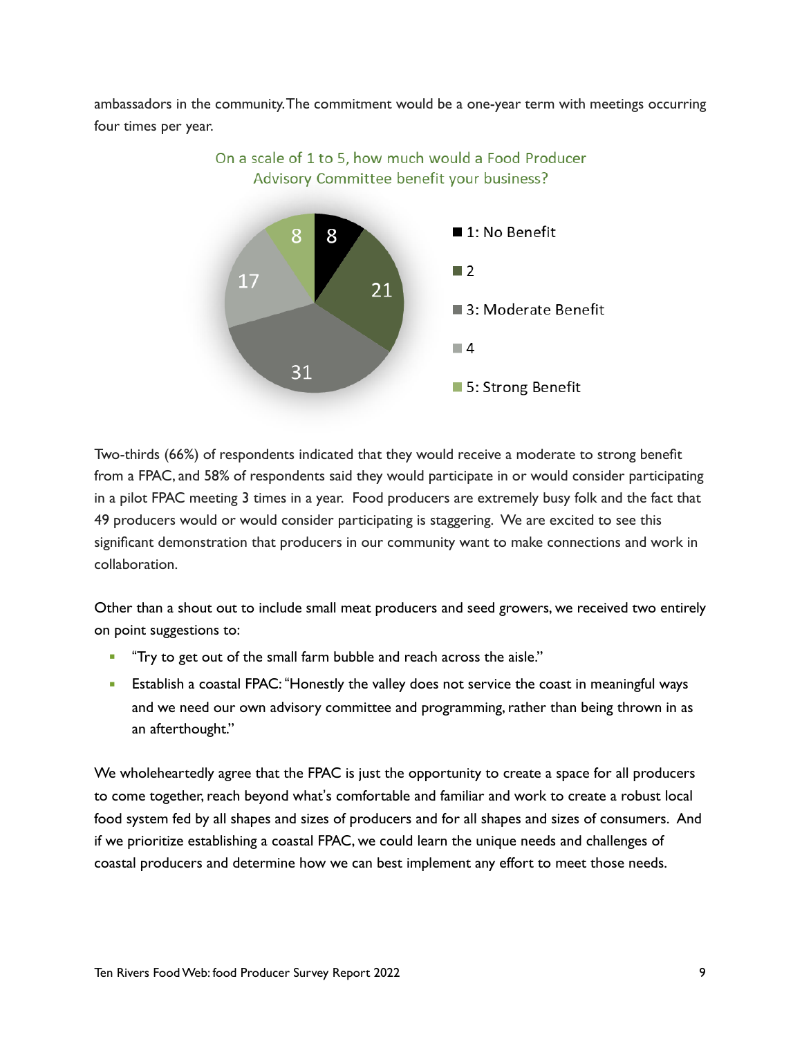ambassadors in the community. The commitment would be a one-year term with meetings occurring four times per year.

On a scale of 1 to 5, how much would a Food Producer Advisory Committee benefit your business?

| Rating | Responses |
| --- | --- |
| 1: No Benefit | 8 |
| 2 | 21 |
| 3: Moderate Benefit | 31 |
| 4 | 17 |
| 5: Strong Benefit | 8 |

Two-thirds (66%) of respondents indicated that they would receive a moderate to strong benefit from a FPAC, and 58% of respondents said they would participate in or would consider participating in a pilot FPAC meeting 3 times in a year. Food producers are extremely busy folk and the fact that 49 producers would or would consider participating is staggering. We are excited to see this significant demonstration that producers in our community want to make connections and work in collaboration.

Other than a shout out to include small meat producers and seed growers, we received two entirely on point suggestions to:

- "Try to get out of the small farm bubble and reach across the aisle."
- Establish a coastal FPAC: "Honestly the valley does not service the coast in meaningful ways and we need our own advisory committee and programming, rather than being thrown in as an afterthought."

We wholeheartedly agree that the FPAC is just the opportunity to create a space for all producers to come together, reach beyond what's comfortable and familiar and work to create a robust local food system fed by all shapes and sizes of producers and for all shapes and sizes of consumers. And if we prioritize establishing a coastal FPAC, we could learn the unique needs and challenges of coastal producers and determine how we can best implement any effort to meet those needs.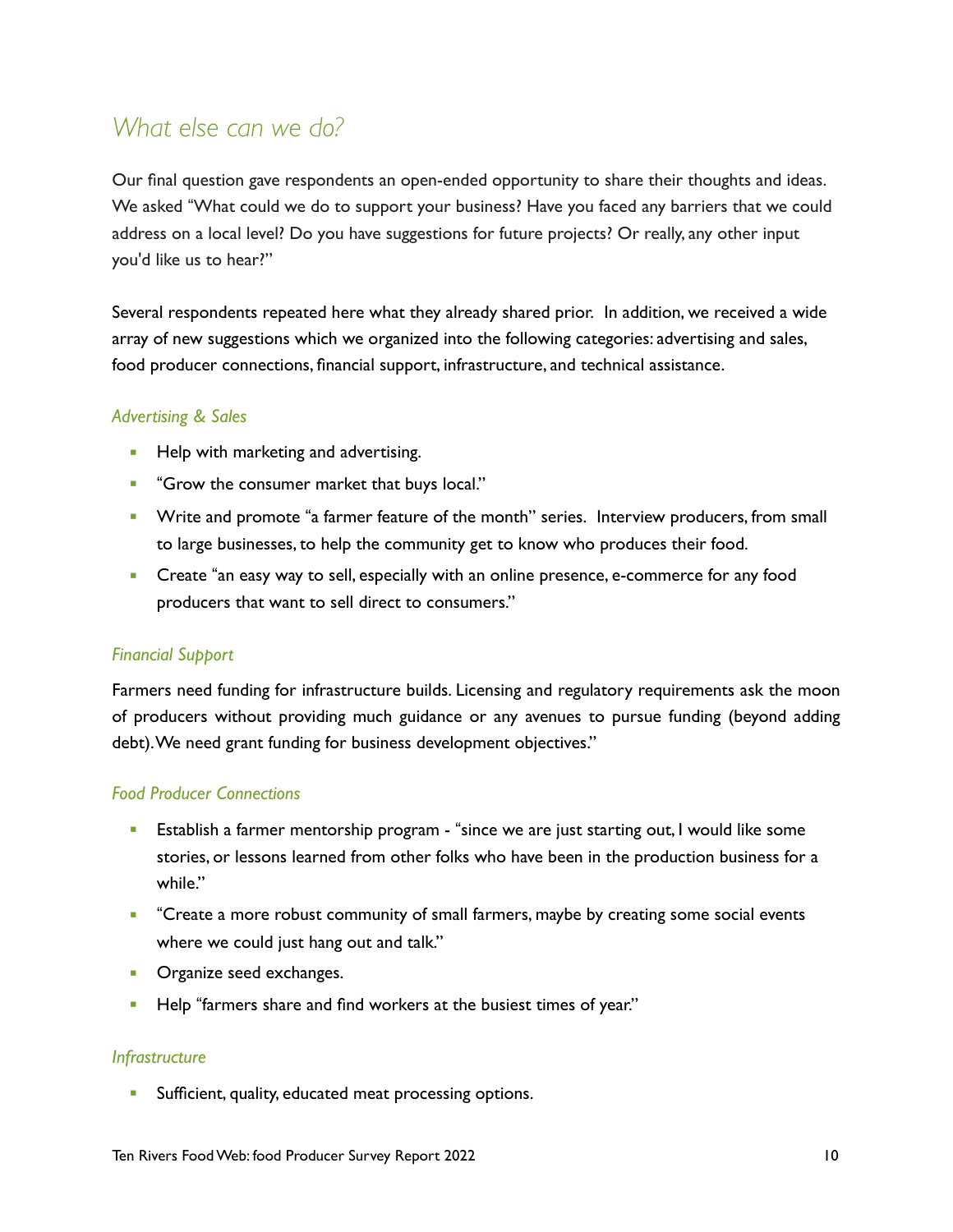## *What else can we do?*

Our final question gave respondents an open-ended opportunity to share their thoughts and ideas. We asked "What could we do to support your business? Have you faced any barriers that we could address on a local level? Do you have suggestions for future projects? Or really, any other input you'd like us to hear?"

Several respondents repeated here what they already shared prior. In addition, we received a wide array of new suggestions which we organized into the following categories: advertising and sales, food producer connections, financial support, infrastructure, and technical assistance.

### *Advertising & Sales*

- Help with marketing and advertising.
- "Grow the consumer market that buys local."
- Write and promote "a farmer feature of the month" series. Interview producers, from small to large businesses, to help the community get to know who produces their food.
- Create "an easy way to sell, especially with an online presence, e-commerce for any food producers that want to sell direct to consumers."

### *Financial Support*

Farmers need funding for infrastructure builds. Licensing and regulatory requirements ask the moon of producers without providing much guidance or any avenues to pursue funding (beyond adding debt). We need grant funding for business development objectives."

### *Food Producer Connections*

- Establish a farmer mentorship program - "since we are just starting out, I would like some stories, or lessons learned from other folks who have been in the production business for a while."
- "Create a more robust community of small farmers, maybe by creating some social events where we could just hang out and talk."
- Organize seed exchanges.
- Help "farmers share and find workers at the busiest times of year."

### *Infrastructure*

- Sufficient, quality, educated meat processing options.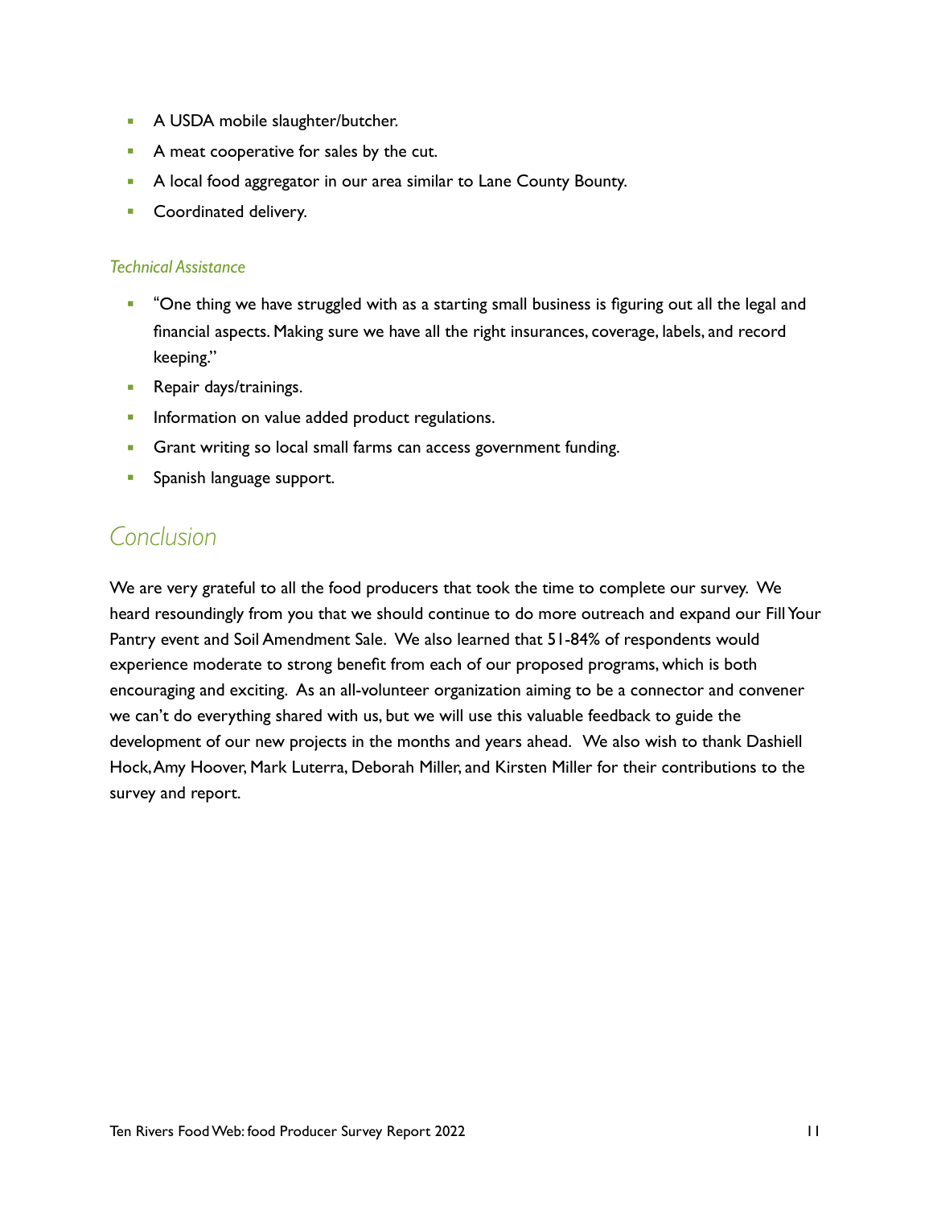- A USDA mobile slaughter/butcher.
- A meat cooperative for sales by the cut.
- A local food aggregator in our area similar to Lane County Bounty.
- Coordinated delivery.

### *Technical Assistance*

- "One thing we have struggled with as a starting small business is figuring out all the legal and financial aspects. Making sure we have all the right insurances, coverage, labels, and record keeping."
- Repair days/trainings.
- Information on value added product regulations.
- Grant writing so local small farms can access government funding.
- Spanish language support.

## *Conclusion*

We are very grateful to all the food producers that took the time to complete our survey. We heard resoundingly from you that we should continue to do more outreach and expand our Fill Your Pantry event and Soil Amendment Sale. We also learned that 51-84% of respondents would experience moderate to strong benefit from each of our proposed programs, which is both encouraging and exciting. As an all-volunteer organization aiming to be a connector and convener we can't do everything shared with us, but we will use this valuable feedback to guide the development of our new projects in the months and years ahead. We also wish to thank Dashiell Hock, Amy Hoover, Mark Luterra, Deborah Miller, and Kirsten Miller for their contributions to the survey and report.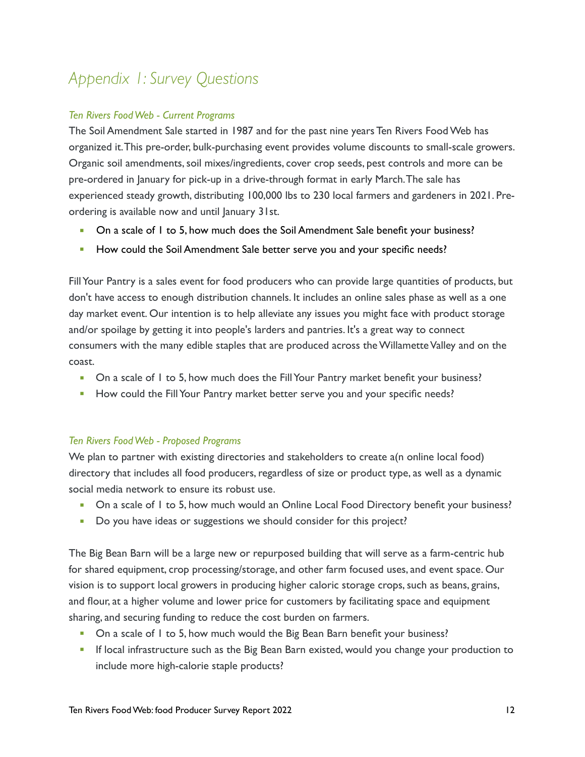# *Appendix 1: Survey Questions*

### *Ten Rivers Food Web - Current Programs*

The Soil Amendment Sale started in 1987 and for the past nine years Ten Rivers Food Web has organized it. This pre-order, bulk-purchasing event provides volume discounts to small-scale growers. Organic soil amendments, soil mixes/ingredients, cover crop seeds, pest controls and more can be pre-ordered in January for pick-up in a drive-through format in early March. The sale has experienced steady growth, distributing 100,000 lbs to 230 local farmers and gardeners in 2021. Pre-ordering is available now and until January 31st.

- On a scale of 1 to 5, how much does the Soil Amendment Sale benefit your business?
- How could the Soil Amendment Sale better serve you and your specific needs?

Fill Your Pantry is a sales event for food producers who can provide large quantities of products, but don't have access to enough distribution channels. It includes an online sales phase as well as a one day market event. Our intention is to help alleviate any issues you might face with product storage and/or spoilage by getting it into people's larders and pantries. It's a great way to connect consumers with the many edible staples that are produced across the Willamette Valley and on the coast.

- On a scale of 1 to 5, how much does the Fill Your Pantry market benefit your business?
- How could the Fill Your Pantry market better serve you and your specific needs?

### *Ten Rivers Food Web - Proposed Programs*

We plan to partner with existing directories and stakeholders to create a(n online local food) directory that includes all food producers, regardless of size or product type, as well as a dynamic social media network to ensure its robust use.

- On a scale of 1 to 5, how much would an Online Local Food Directory benefit your business?
- Do you have ideas or suggestions we should consider for this project?

The Big Bean Barn will be a large new or repurposed building that will serve as a farm-centric hub for shared equipment, crop processing/storage, and other farm focused uses, and event space. Our vision is to support local growers in producing higher caloric storage crops, such as beans, grains, and flour, at a higher volume and lower price for customers by facilitating space and equipment sharing, and securing funding to reduce the cost burden on farmers.

- On a scale of 1 to 5, how much would the Big Bean Barn benefit your business?
- If local infrastructure such as the Big Bean Barn existed, would you change your production to include more high-calorie staple products?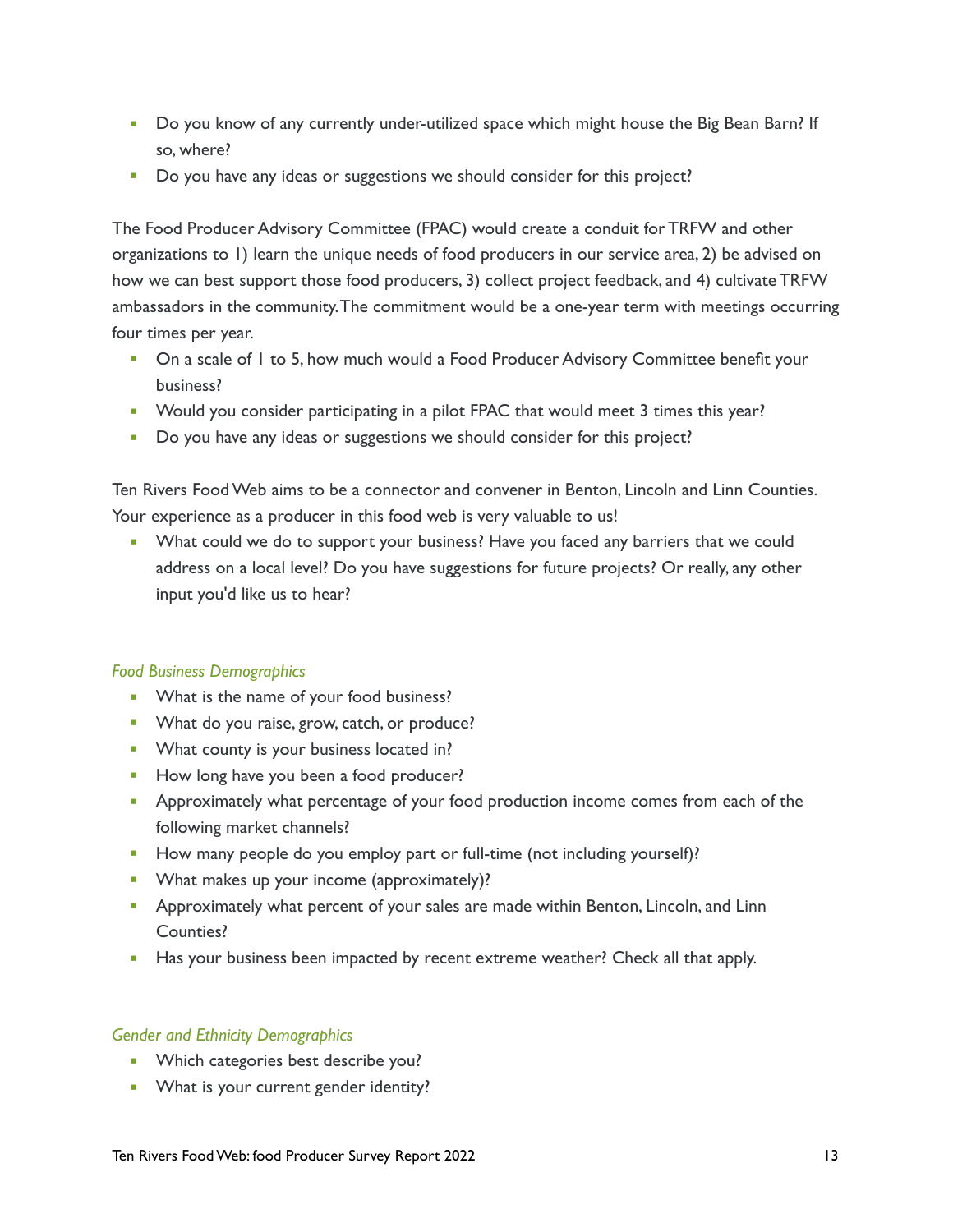- Do you know of any currently under-utilized space which might house the Big Bean Barn? If so, where?
- Do you have any ideas or suggestions we should consider for this project?

The Food Producer Advisory Committee (FPAC) would create a conduit for TRFW and other organizations to 1) learn the unique needs of food producers in our service area, 2) be advised on how we can best support those food producers, 3) collect project feedback, and 4) cultivate TRFW ambassadors in the community. The commitment would be a one-year term with meetings occurring four times per year.

- On a scale of 1 to 5, how much would a Food Producer Advisory Committee benefit your business?
- Would you consider participating in a pilot FPAC that would meet 3 times this year?
- Do you have any ideas or suggestions we should consider for this project?

Ten Rivers Food Web aims to be a connector and convener in Benton, Lincoln and Linn Counties. Your experience as a producer in this food web is very valuable to us!

- What could we do to support your business? Have you faced any barriers that we could address on a local level? Do you have suggestions for future projects? Or really, any other input you'd like us to hear?

*Food Business Demographics*

- What is the name of your food business?
- What do you raise, grow, catch, or produce?
- What county is your business located in?
- How long have you been a food producer?
- Approximately what percentage of your food production income comes from each of the following market channels?
- How many people do you employ part or full-time (not including yourself)?
- What makes up your income (approximately)?
- Approximately what percent of your sales are made within Benton, Lincoln, and Linn Counties?
- Has your business been impacted by recent extreme weather? Check all that apply.

*Gender and Ethnicity Demographics*

- Which categories best describe you?
- What is your current gender identity?